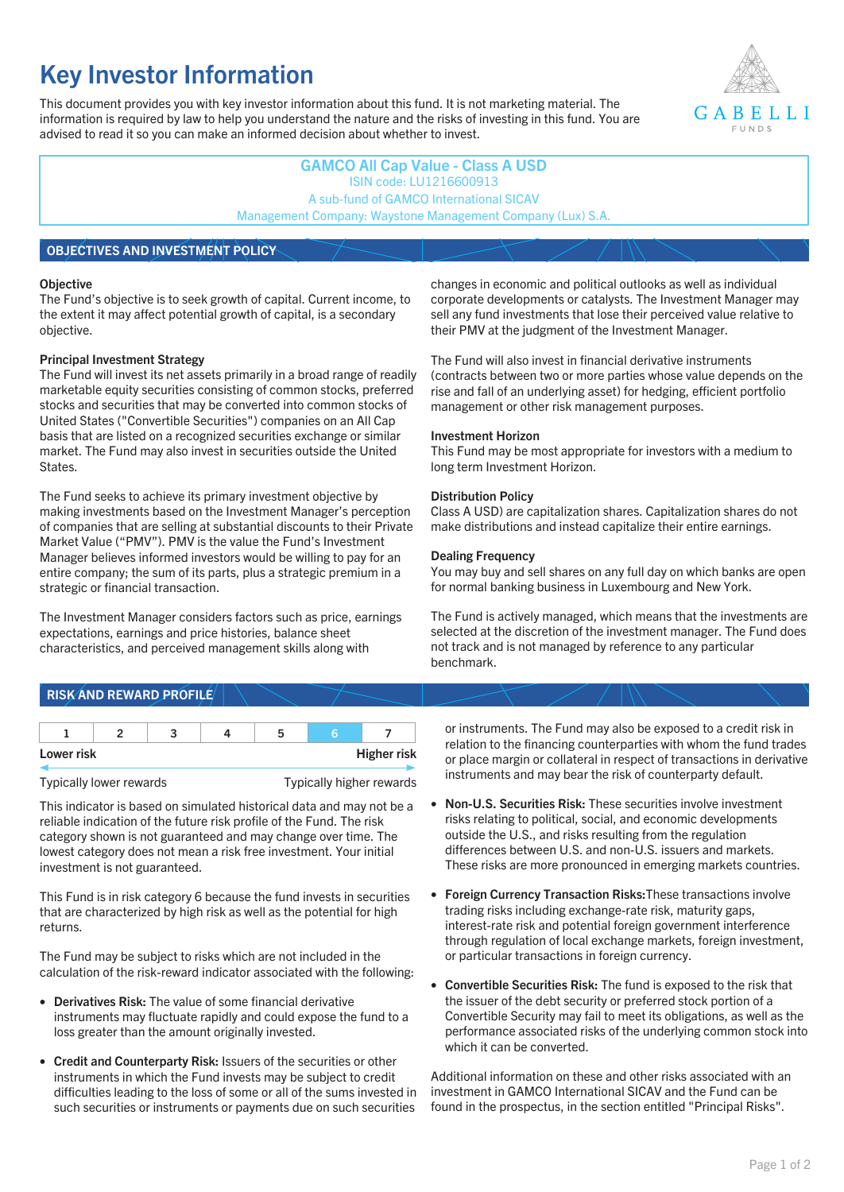# Key Investor Information

This document provides you with key investor information about this fund. It is not marketing material. The information is required by law to help you understand the nature and the risks of investing in this fund. You are advised to read it so you can make an informed decision about whether to invest.

GABELLI FUNDS

**GAMCO All Cap Value - Class A USD**
ISIN code: LU1216600913
A sub-fund of GAMCO International SICAV
Management Company: Waystone Management Company (Lux) S.A.

## OBJECTIVES AND INVESTMENT POLICY

### Objective

The Fund's objective is to seek growth of capital. Current income, to the extent it may affect potential growth of capital, is a secondary objective.

### Principal Investment Strategy

The Fund will invest its net assets primarily in a broad range of readily marketable equity securities consisting of common stocks, preferred stocks and securities that may be converted into common stocks of United States ("Convertible Securities") companies on an All Cap basis that are listed on a recognized securities exchange or similar market. The Fund may also invest in securities outside the United States.

The Fund seeks to achieve its primary investment objective by making investments based on the Investment Manager's perception of companies that are selling at substantial discounts to their Private Market Value ("PMV"). PMV is the value the Fund's Investment Manager believes informed investors would be willing to pay for an entire company; the sum of its parts, plus a strategic premium in a strategic or financial transaction.

The Investment Manager considers factors such as price, earnings expectations, earnings and price histories, balance sheet characteristics, and perceived management skills along with changes in economic and political outlooks as well as individual corporate developments or catalysts. The Investment Manager may sell any fund investments that lose their perceived value relative to their PMV at the judgment of the Investment Manager.

The Fund will also invest in financial derivative instruments (contracts between two or more parties whose value depends on the rise and fall of an underlying asset) for hedging, efficient portfolio management or other risk management purposes.

### Investment Horizon

This Fund may be most appropriate for investors with a medium to long term Investment Horizon.

### Distribution Policy

Class A USD) are capitalization shares. Capitalization shares do not make distributions and instead capitalize their entire earnings.

### Dealing Frequency

You may buy and sell shares on any full day on which banks are open for normal banking business in Luxembourg and New York.

The Fund is actively managed, which means that the investments are selected at the discretion of the investment manager. The Fund does not track and is not managed by reference to any particular benchmark.

## RISK AND REWARD PROFILE

| 1 | 2 | 3 | 4 | 5 | **6** | 7 |
|---|---|---|---|---|---|---|

Lower risk — Higher risk

Typically lower rewards — Typically higher rewards

This indicator is based on simulated historical data and may not be a reliable indication of the future risk profile of the Fund. The risk category shown is not guaranteed and may change over time. The lowest category does not mean a risk free investment. Your initial investment is not guaranteed.

This Fund is in risk category 6 because the fund invests in securities that are characterized by high risk as well as the potential for high returns.

The Fund may be subject to risks which are not included in the calculation of the risk-reward indicator associated with the following:

- **Derivatives Risk:** The value of some financial derivative instruments may fluctuate rapidly and could expose the fund to a loss greater than the amount originally invested.
- **Credit and Counterparty Risk:** Issuers of the securities or other instruments in which the Fund invests may be subject to credit difficulties leading to the loss of some or all of the sums invested in such securities or payments due on such securities or instruments. The Fund may also be exposed to a credit risk in relation to the financing counterparties with whom the fund trades or place margin or collateral in respect of transactions in derivative instruments and may bear the risk of counterparty default.
- **Non-U.S. Securities Risk:** These securities involve investment risks relating to political, social, and economic developments outside the U.S., and risks resulting from the regulation differences between U.S. and non-U.S. issuers and markets. These risks are more pronounced in emerging markets countries.
- **Foreign Currency Transaction Risks:** These transactions involve trading risks including exchange-rate risk, maturity gaps, interest-rate risk and potential foreign government interference through regulation of local exchange markets, foreign investment, or particular transactions in foreign currency.
- **Convertible Securities Risk:** The fund is exposed to the risk that the issuer of the debt security or preferred stock portion of a Convertible Security may fail to meet its obligations, as well as the performance associated risks of the underlying common stock into which it can be converted.

Additional information on these and other risks associated with an investment in GAMCO International SICAV and the Fund can be found in the prospectus, in the section entitled "Principal Risks".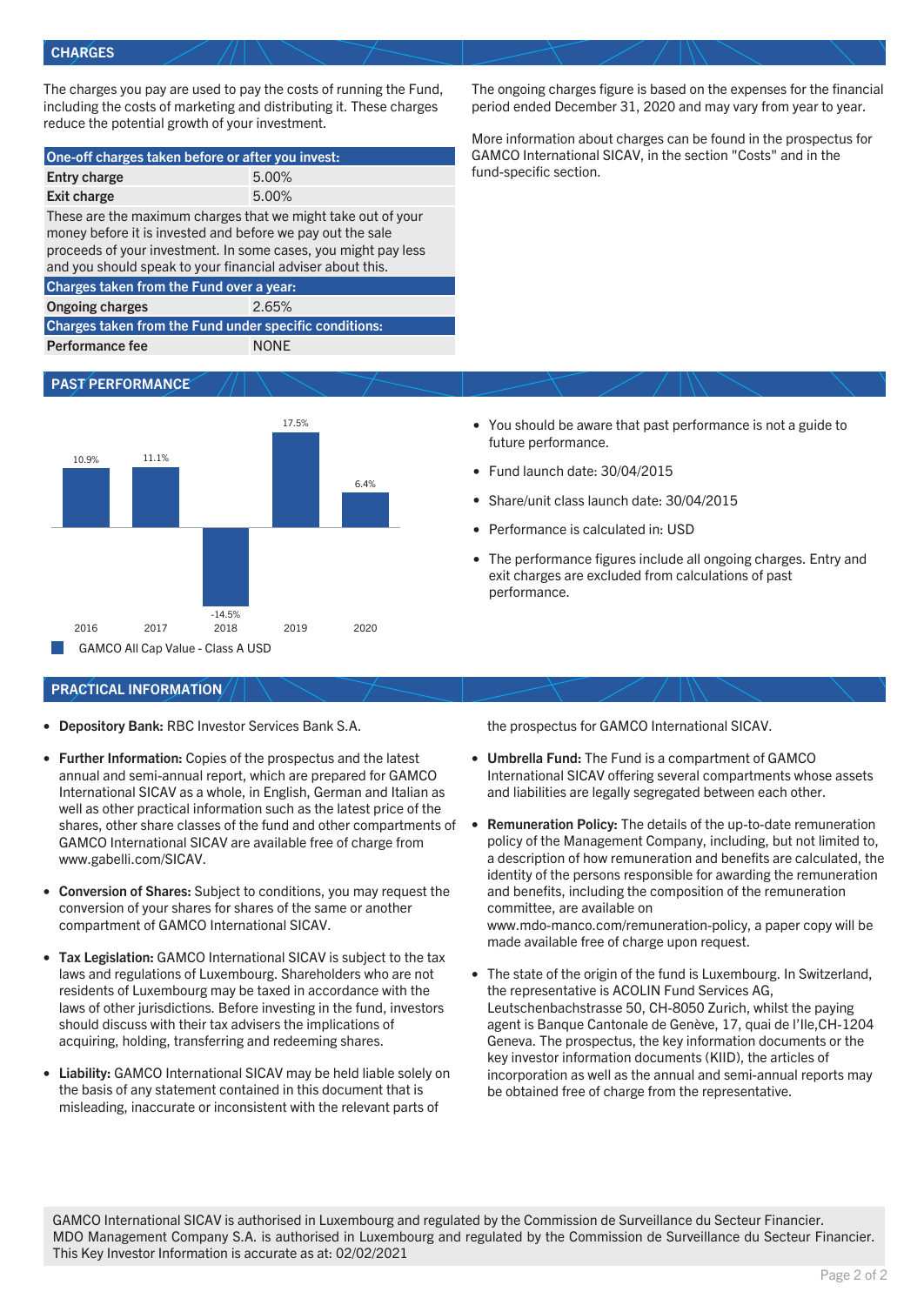## CHARGES

The charges you pay are used to pay the costs of running the Fund, including the costs of marketing and distributing it. These charges reduce the potential growth of your investment.

| One-off charges taken before or after you invest: | |
|---|---|
| **Entry charge** | 5.00% |
| **Exit charge** | 5.00% |
| These are the maximum charges that we might take out of your money before it is invested and before we pay out the sale proceeds of your investment. In some cases, you might pay less and you should speak to your financial adviser about this. | |
| **Charges taken from the Fund over a year:** | |
| **Ongoing charges** | 2.65% |
| **Charges taken from the Fund under specific conditions:** | |
| **Performance fee** | NONE |

The ongoing charges figure is based on the expenses for the financial period ended December 31, 2020 and may vary from year to year.

More information about charges can be found in the prospectus for GAMCO International SICAV, in the section "Costs" and in the fund-specific section.

## PAST PERFORMANCE

10.9%
11.1%
-14.5%
17.5%
6.4%

2016
2017
2018
2019
2020

GAMCO All Cap Value - Class A USD

- You should be aware that past performance is not a guide to future performance.
- Fund launch date: 30/04/2015
- Share/unit class launch date: 30/04/2015
- Performance is calculated in: USD
- The performance figures include all ongoing charges. Entry and exit charges are excluded from calculations of past performance.

## PRACTICAL INFORMATION

- **Depository Bank:** RBC Investor Services Bank S.A.
- **Further Information:** Copies of the prospectus and the latest annual and semi-annual report, which are prepared for GAMCO International SICAV as a whole, in English, German and Italian as well as other practical information such as the latest price of the shares, other share classes of the fund and other compartments of GAMCO International SICAV are available free of charge from www.gabelli.com/SICAV.
- **Conversion of Shares:** Subject to conditions, you may request the conversion of your shares for shares of the same or another compartment of GAMCO International SICAV.
- **Tax Legislation:** GAMCO International SICAV is subject to the tax laws and regulations of Luxembourg. Shareholders who are not residents of Luxembourg may be taxed in accordance with the laws of other jurisdictions. Before investing in the fund, investors should discuss with their tax advisers the implications of acquiring, holding, transferring and redeeming shares.
- **Liability:** GAMCO International SICAV may be held liable solely on the basis of any statement contained in this document that is misleading, inaccurate or inconsistent with the relevant parts of the prospectus for GAMCO International SICAV.
- **Umbrella Fund:** The Fund is a compartment of GAMCO International SICAV offering several compartments whose assets and liabilities are legally segregated between each other.
- **Remuneration Policy:** The details of the up-to-date remuneration policy of the Management Company, including, but not limited to, a description of how remuneration and benefits are calculated, the identity of the persons responsible for awarding the remuneration and benefits, including the composition of the remuneration committee, are available on www.mdo-manco.com/remuneration-policy, a paper copy will be made available free of charge upon request.
- The state of the origin of the fund is Luxembourg. In Switzerland, the representative is ACOLIN Fund Services AG, Leutschenbachstrasse 50, CH-8050 Zurich, whilst the paying agent is Banque Cantonale de Genève, 17, quai de l'Ile,CH-1204 Geneva. The prospectus, the key information documents or the key investor information documents (KIID), the articles of incorporation as well as the annual and semi-annual reports may be obtained free of charge from the representative.

GAMCO International SICAV is authorised in Luxembourg and regulated by the Commission de Surveillance du Secteur Financier.
MDO Management Company S.A. is authorised in Luxembourg and regulated by the Commission de Surveillance du Secteur Financier.
This Key Investor Information is accurate as at: 02/02/2021